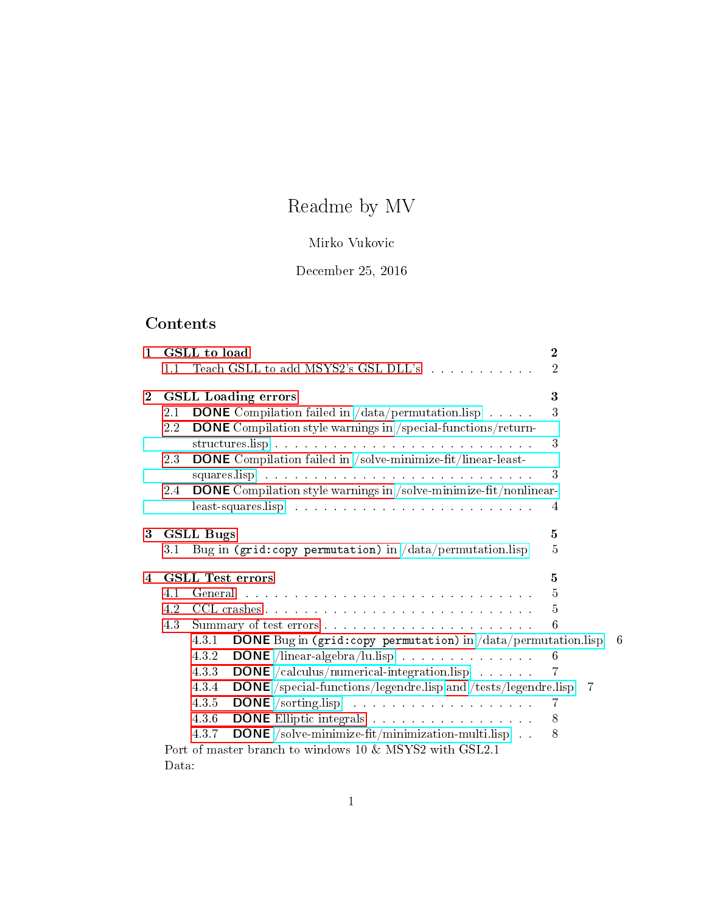# Readme by MV

Mirko Vukovic

December 25, 2016

## Contents

- **1 GSLL to load** — 2
  - 1.1 Teach GSLL to add MSYS2's GSL DLL's — 2
- **2 GSLL Loading errors** — 3
  - 2.1 **DONE** Compilation failed in /data/permutation.lisp — 3
  - 2.2 **DONE** Compilation style warnings in /special-functions/return-structures.lisp — 3
  - 2.3 **DONE** Compilation failed in /solve-minimize-fit/linear-least-squares.lisp — 3
  - 2.4 **DONE** Compilation style warnings in /solve-minimize-fit/nonlinear-least-squares.lisp — 4
- **3 GSLL Bugs** — 5
  - 3.1 Bug in `(grid:copy permutation)` in /data/permutation.lisp — 5
- **4 GSLL Test errors** — 5
  - 4.1 General — 5
  - 4.2 CCL crashes — 5
  - 4.3 Summary of test errors — 6
    - 4.3.1 **DONE** Bug in `(grid:copy permutation)` in /data/permutation.lisp — 6
    - 4.3.2 **DONE** /linear-algebra/lu.lisp — 6
    - 4.3.3 **DONE** /calculus/numerical-integration.lisp — 7
    - 4.3.4 **DONE** /special-functions/legendre.lisp and /tests/legendre.lisp — 7
    - 4.3.5 **DONE** /sorting.lisp — 7
    - 4.3.6 **DONE** Elliptic integrals — 8
    - 4.3.7 **DONE** /solve-minimize-fit/minimization-multi.lisp — 8

Port of master branch to windows 10 & MSYS2 with GSL2.1

Data: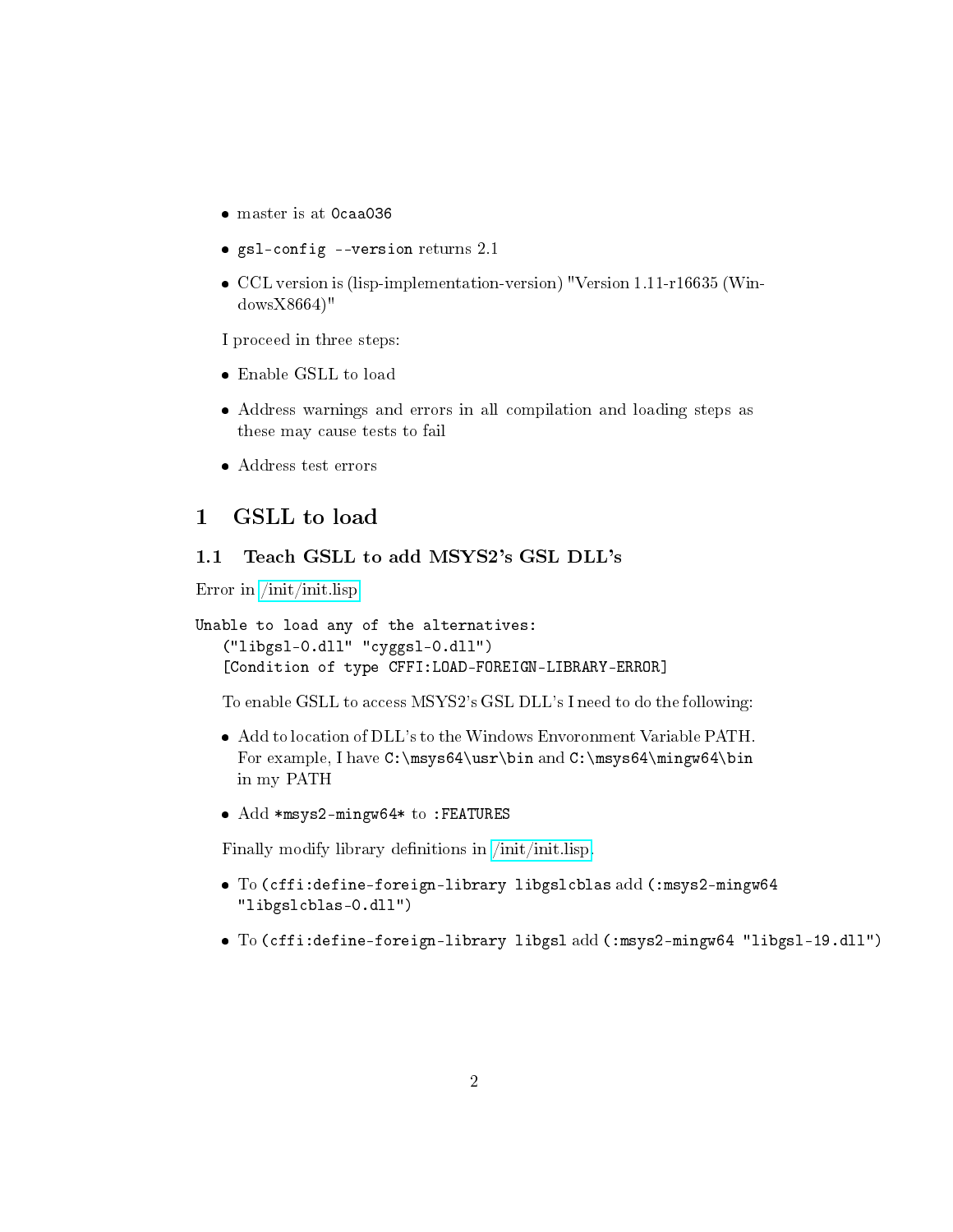- master is at `0caa036`
- `gsl-config --version` returns 2.1
- CCL version is (lisp-implementation-version) "Version 1.11-r16635 (WindowsX8664)"

I proceed in three steps:

- Enable GSLL to load
- Address warnings and errors in all compilation and loading steps as these may cause tests to fail
- Address test errors

# 1 GSLL to load

## 1.1 Teach GSLL to add MSYS2's GSL DLL's

Error in [/init/init.lisp]

```
Unable to load any of the alternatives:
   ("libgsl-0.dll" "cyggsl-0.dll")
   [Condition of type CFFI:LOAD-FOREIGN-LIBRARY-ERROR]
```

To enable GSLL to access MSYS2's GSL DLL's I need to do the following:

- Add to location of DLL's to the Windows Envoronment Variable PATH. For example, I have `C:\msys64\usr\bin` and `C:\msys64\mingw64\bin` in my PATH
- Add `*msys2-mingw64*` to `:FEATURES`

Finally modify library definitions in [/init/init.lisp].

- To `(cffi:define-foreign-library libgslcblas` add `(:msys2-mingw64 "libgslcblas-0.dll")`
- To `(cffi:define-foreign-library libgsl` add `(:msys2-mingw64 "libgsl-19.dll")`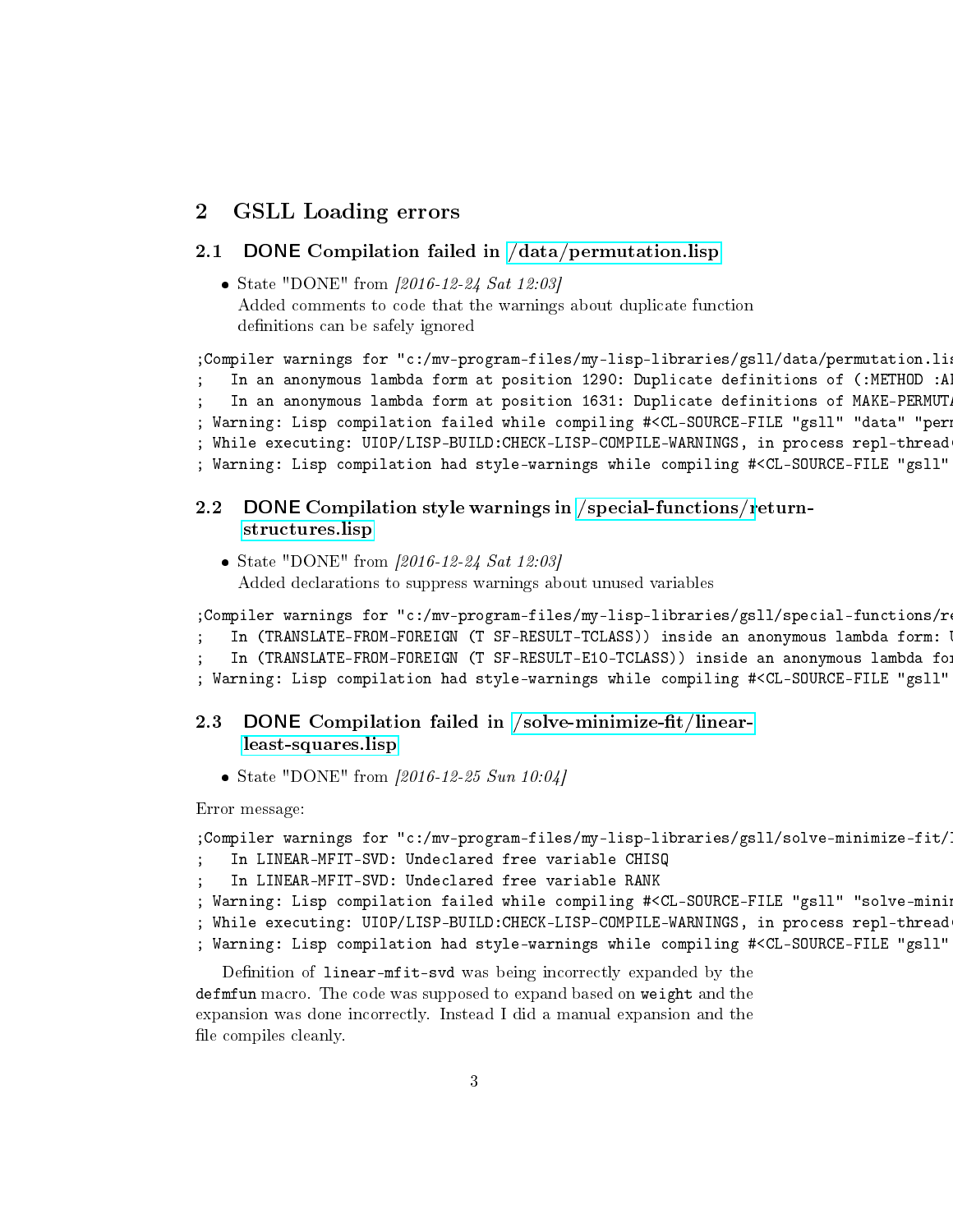# 2 GSLL Loading errors

## 2.1 DONE Compilation failed in /data/permutation.lisp

- State "DONE" from *[2016-12-24 Sat 12:03]*
  Added comments to code that the warnings about duplicate function definitions can be safely ignored

```
;Compiler warnings for "c:/mv-program-files/my-lisp-libraries/gsll/data/permutation.lis
;   In an anonymous lambda form at position 1290: Duplicate definitions of (:METHOD :AL
;   In an anonymous lambda form at position 1631: Duplicate definitions of MAKE-PERMUTA
; Warning: Lisp compilation failed while compiling #<CL-SOURCE-FILE "gsll" "data" "perm
; While executing: UIOP/LISP-BUILD:CHECK-LISP-COMPILE-WARNINGS, in process repl-thread(
; Warning: Lisp compilation had style-warnings while compiling #<CL-SOURCE-FILE "gsll"
```

## 2.2 DONE Compilation style warnings in /special-functions/return-structures.lisp

- State "DONE" from *[2016-12-24 Sat 12:03]*
  Added declarations to suppress warnings about unused variables

```
;Compiler warnings for "c:/mv-program-files/my-lisp-libraries/gsll/special-functions/re
;   In (TRANSLATE-FROM-FOREIGN (T SF-RESULT-TCLASS)) inside an anonymous lambda form: U
;   In (TRANSLATE-FROM-FOREIGN (T SF-RESULT-E10-TCLASS)) inside an anonymous lambda for
; Warning: Lisp compilation had style-warnings while compiling #<CL-SOURCE-FILE "gsll"
```

## 2.3 DONE Compilation failed in /solve-minimize-fit/linear-least-squares.lisp

- State "DONE" from *[2016-12-25 Sun 10:04]*

Error message:

```
;Compiler warnings for "c:/mv-program-files/my-lisp-libraries/gsll/solve-minimize-fit/l
;   In LINEAR-MFIT-SVD: Undeclared free variable CHISQ
;   In LINEAR-MFIT-SVD: Undeclared free variable RANK
; Warning: Lisp compilation failed while compiling #<CL-SOURCE-FILE "gsll" "solve-minin
; While executing: UIOP/LISP-BUILD:CHECK-LISP-COMPILE-WARNINGS, in process repl-thread(
; Warning: Lisp compilation had style-warnings while compiling #<CL-SOURCE-FILE "gsll"
```

Definition of `linear-mfit-svd` was being incorrectly expanded by the `defmfun` macro. The code was supposed to expand based on `weight` and the expansion was done incorrectly. Instead I did a manual expansion and the file compiles cleanly.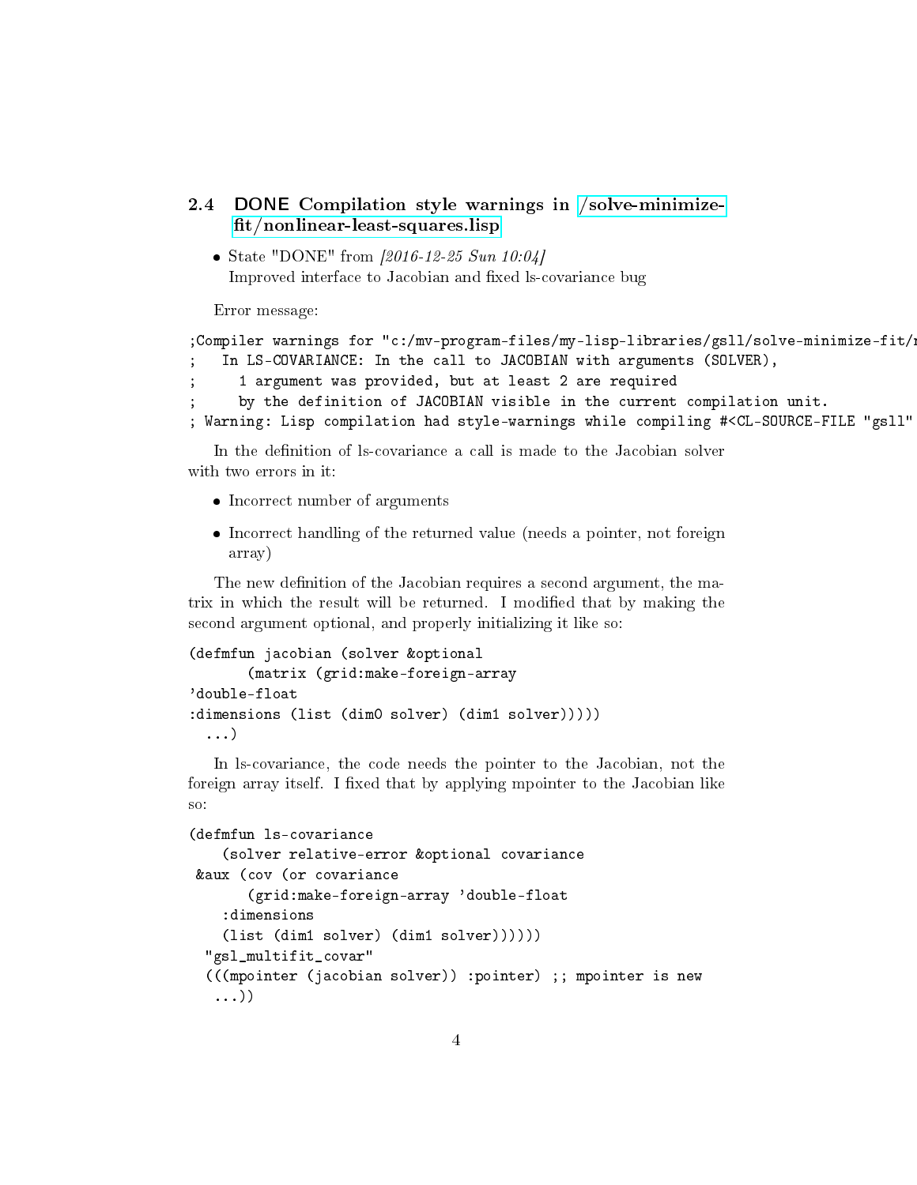### 2.4 DONE Compilation style warnings in /solve-minimize-fit/nonlinear-least-squares.lisp

- State "DONE" from *[2016-12-25 Sun 10:04]*
  Improved interface to Jacobian and fixed ls-covariance bug

Error message:

```
;Compiler warnings for "c:/mv-program-files/my-lisp-libraries/gsll/solve-minimize-fit/n
;   In LS-COVARIANCE: In the call to JACOBIAN with arguments (SOLVER),
;     1 argument was provided, but at least 2 are required
;     by the definition of JACOBIAN visible in the current compilation unit.
; Warning: Lisp compilation had style-warnings while compiling #<CL-SOURCE-FILE "gsll"
```

In the definition of ls-covariance a call is made to the Jacobian solver with two errors in it:

- Incorrect number of arguments
- Incorrect handling of the returned value (needs a pointer, not foreign array)

The new definition of the Jacobian requires a second argument, the matrix in which the result will be returned. I modified that by making the second argument optional, and properly initializing it like so:

```
(defmfun jacobian (solver &optional
       (matrix (grid:make-foreign-array
'double-float
:dimensions (list (dim0 solver) (dim1 solver)))))
  ...)
```

In ls-covariance, the code needs the pointer to the Jacobian, not the foreign array itself. I fixed that by applying mpointer to the Jacobian like so:

```
(defmfun ls-covariance
    (solver relative-error &optional covariance
 &aux (cov (or covariance
       (grid:make-foreign-array 'double-float
    :dimensions
    (list (dim1 solver) (dim1 solver))))))
  "gsl_multifit_covar"
  (((mpointer (jacobian solver)) :pointer) ;; mpointer is new
   ...))
```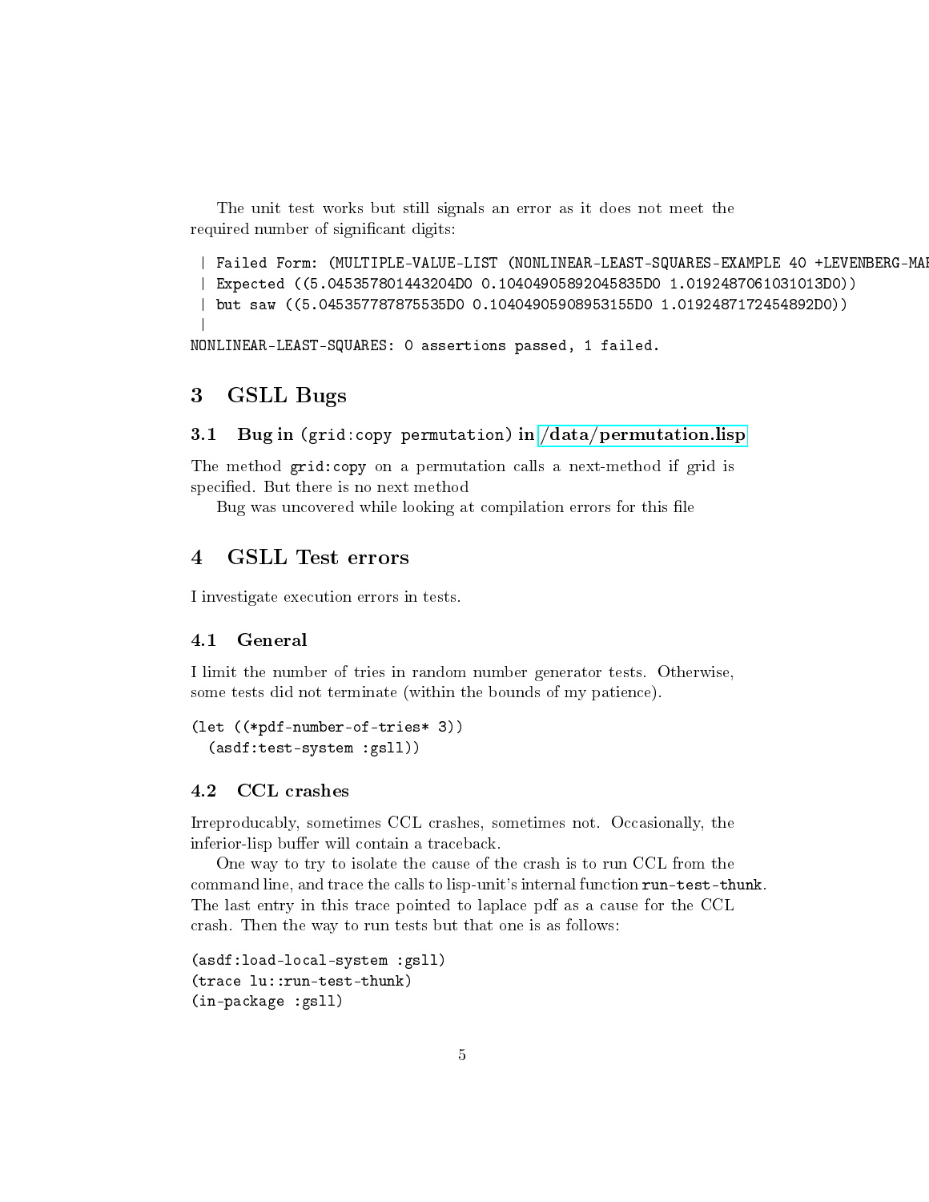The unit test works but still signals an error as it does not meet the required number of significant digits:

```
 | Failed Form: (MULTIPLE-VALUE-LIST (NONLINEAR-LEAST-SQUARES-EXAMPLE 40 +LEVENBERG-MAR
 | Expected ((5.045357801443204D0 0.10404905892045835D0 1.0192487061031013D0))
 | but saw ((5.045357787875535D0 0.10404905908953155D0 1.0192487172454892D0))
 |
NONLINEAR-LEAST-SQUARES: 0 assertions passed, 1 failed.
```

## 3 GSLL Bugs

### 3.1 Bug in (grid:copy permutation) in /data/permutation.lisp

The method **grid:copy** on a permutation calls a next-method if grid is specified. But there is no next method

Bug was uncovered while looking at compilation errors for this file

## 4 GSLL Test errors

I investigate execution errors in tests.

### 4.1 General

I limit the number of tries in random number generator tests. Otherwise, some tests did not terminate (within the bounds of my patience).

```
(let ((*pdf-number-of-tries* 3))
  (asdf:test-system :gsll))
```

### 4.2 CCL crashes

Irreproducably, sometimes CCL crashes, sometimes not. Occasionally, the inferior-lisp buffer will contain a traceback.

One way to try to isolate the cause of the crash is to run CCL from the command line, and trace the calls to lisp-unit's internal function **run-test-thunk**. The last entry in this trace pointed to laplace pdf as a cause for the CCL crash. Then the way to run tests but that one is as follows:

```
(asdf:load-local-system :gsll)
(trace lu::run-test-thunk)
(in-package :gsll)
```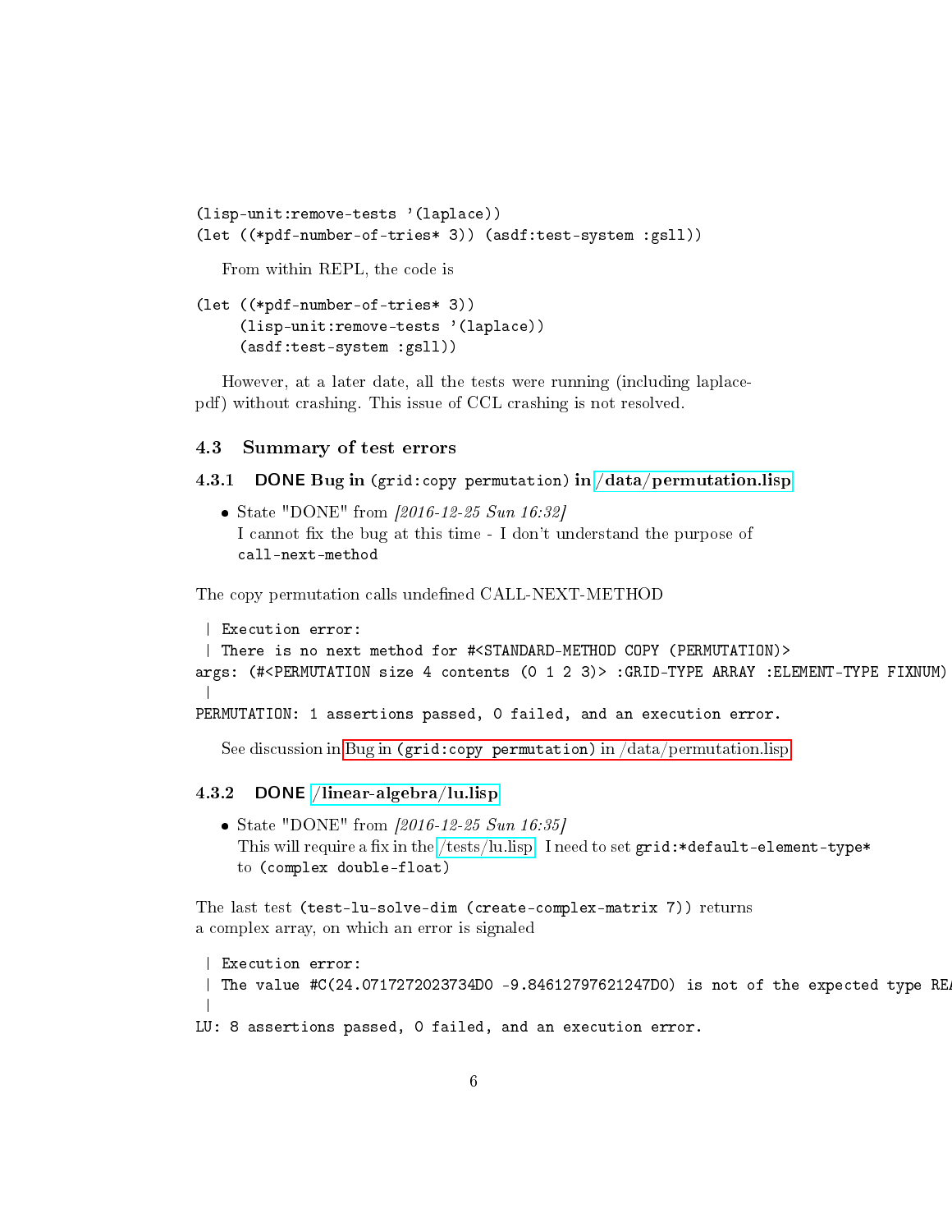```
(lisp-unit:remove-tests '(laplace))
(let ((*pdf-number-of-tries* 3)) (asdf:test-system :gsll))
```

From within REPL, the code is

```
(let ((*pdf-number-of-tries* 3))
     (lisp-unit:remove-tests '(laplace))
     (asdf:test-system :gsll))
```

However, at a later date, all the tests were running (including laplace-pdf) without crashing. This issue of CCL crashing is not resolved.

### 4.3 Summary of test errors

#### 4.3.1 DONE Bug in (grid:copy permutation) in /data/permutation.lisp

- State "DONE" from *[2016-12-25 Sun 16:32]*
  I cannot fix the bug at this time - I don't understand the purpose of `call-next-method`

The copy permutation calls undefined CALL-NEXT-METHOD

```
 | Execution error:
 | There is no next method for #<STANDARD-METHOD COPY (PERMUTATION)>
args: (#<PERMUTATION size 4 contents (0 1 2 3)> :GRID-TYPE ARRAY :ELEMENT-TYPE FIXNUM)
 |
PERMUTATION: 1 assertions passed, 0 failed, and an execution error.
```

See discussion in Bug in (grid:copy permutation) in /data/permutation.lisp

#### 4.3.2 DONE /linear-algebra/lu.lisp

- State "DONE" from *[2016-12-25 Sun 16:35]*
  This will require a fix in the /tests/lu.lisp. I need to set `grid:*default-element-type*` to `(complex double-float)`

The last test `(test-lu-solve-dim (create-complex-matrix 7))` returns a complex array, on which an error is signaled

```
 | Execution error:
 | The value #C(24.0717272023734D0 -9.84612797621247D0) is not of the expected type REA
 |
LU: 8 assertions passed, 0 failed, and an execution error.
```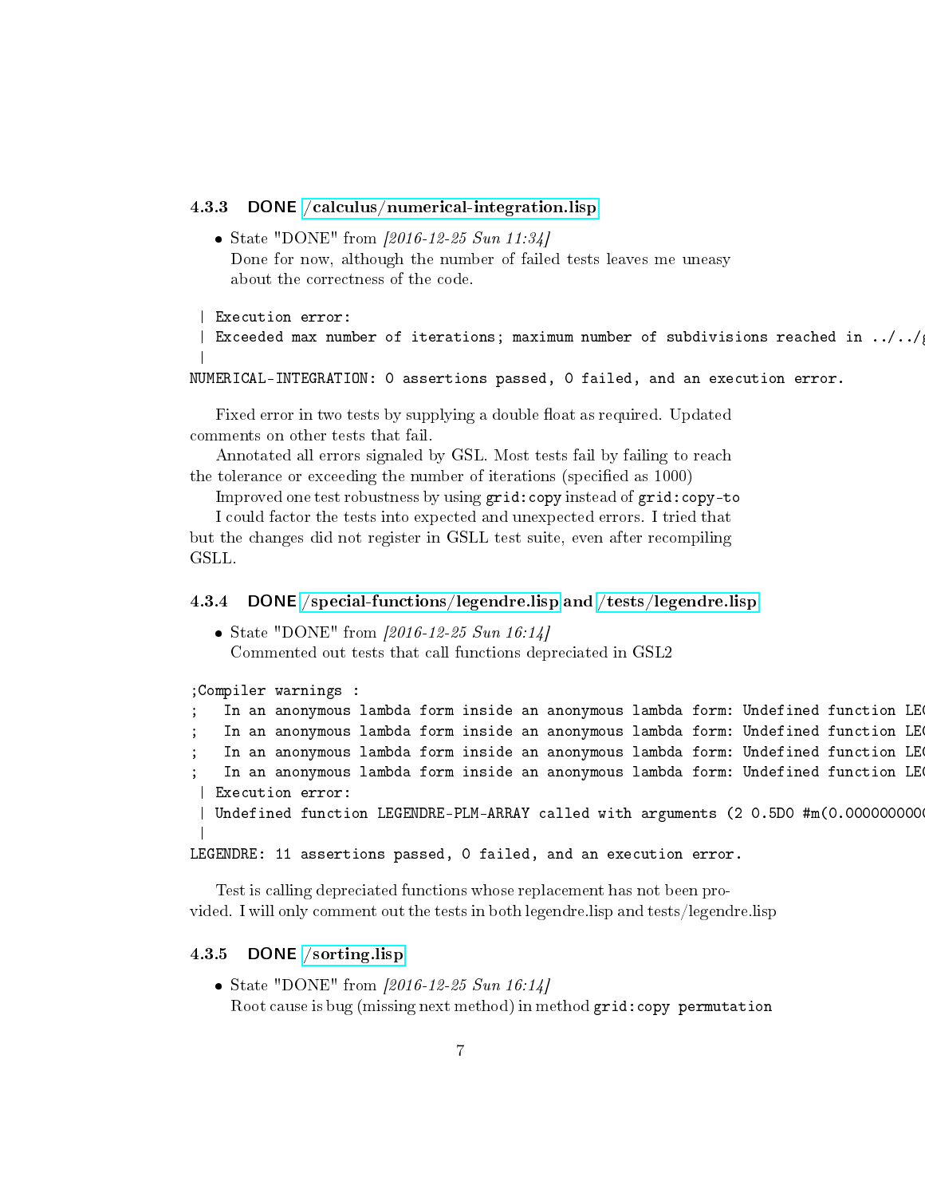### 4.3.3 DONE [/calculus/numerical-integration.lisp]

- State "DONE" from *[2016-12-25 Sun 11:34]*
  Done for now, although the number of failed tests leaves me uneasy about the correctness of the code.

```
 | Execution error:
 | Exceeded max number of iterations; maximum number of subdivisions reached in ../../g
 |
NUMERICAL-INTEGRATION: 0 assertions passed, 0 failed, and an execution error.
```

Fixed error in two tests by supplying a double float as required. Updated comments on other tests that fail.

Annotated all errors signaled by GSL. Most tests fail by failing to reach the tolerance or exceeding the number of iterations (specified as 1000)

Improved one test robustness by using `grid:copy` instead of `grid:copy-to`

I could factor the tests into expected and unexpected errors. I tried that but the changes did not register in GSLL test suite, even after recompiling GSLL.

### 4.3.4 DONE [/special-functions/legendre.lisp] and [/tests/legendre.lisp]

- State "DONE" from *[2016-12-25 Sun 16:14]*
  Commented out tests that call functions depreciated in GSL2

```
;Compiler warnings :
;   In an anonymous lambda form inside an anonymous lambda form: Undefined function LEG
;   In an anonymous lambda form inside an anonymous lambda form: Undefined function LEG
;   In an anonymous lambda form inside an anonymous lambda form: Undefined function LEG
;   In an anonymous lambda form inside an anonymous lambda form: Undefined function LEG
 | Execution error:
 | Undefined function LEGENDRE-PLM-ARRAY called with arguments (2 0.5D0 #m(0.0000000000
 |
LEGENDRE: 11 assertions passed, 0 failed, and an execution error.
```

Test is calling depreciated functions whose replacement has not been provided. I will only comment out the tests in both legendre.lisp and tests/legendre.lisp

### 4.3.5 DONE [/sorting.lisp]

- State "DONE" from *[2016-12-25 Sun 16:14]*
  Root cause is bug (missing next method) in method `grid:copy permutation`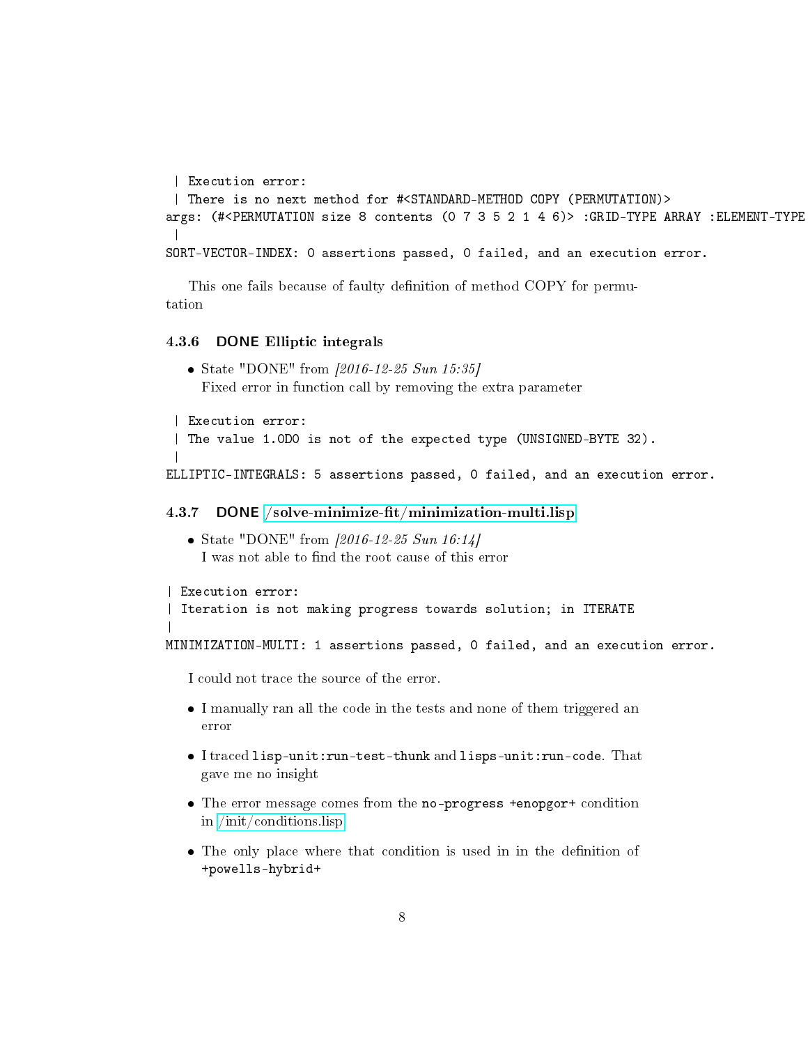```
 | Execution error:
 | There is no next method for #<STANDARD-METHOD COPY (PERMUTATION)>
args: (#<PERMUTATION size 8 contents (0 7 3 5 2 1 4 6)> :GRID-TYPE ARRAY :ELEMENT-TYPE
 |
SORT-VECTOR-INDEX: 0 assertions passed, 0 failed, and an execution error.
```

This one fails because of faulty definition of method COPY for permutation

### 4.3.6 DONE Elliptic integrals

- State "DONE" from *[2016-12-25 Sun 15:35]*
  Fixed error in function call by removing the extra parameter

```
 | Execution error:
 | The value 1.0D0 is not of the expected type (UNSIGNED-BYTE 32).
 |
ELLIPTIC-INTEGRALS: 5 assertions passed, 0 failed, and an execution error.
```

### 4.3.7 DONE /solve-minimize-fit/minimization-multi.lisp

- State "DONE" from *[2016-12-25 Sun 16:14]*
  I was not able to find the root cause of this error

```
| Execution error:
| Iteration is not making progress towards solution; in ITERATE
|
MINIMIZATION-MULTI: 1 assertions passed, 0 failed, and an execution error.
```

I could not trace the source of the error.

- I manually ran all the code in the tests and none of them triggered an error
- I traced `lisp-unit:run-test-thunk` and `lisps-unit:run-code`. That gave me no insight
- The error message comes from the `no-progress +enopgor+` condition in /init/conditions.lisp
- The only place where that condition is used in in the definition of `+powells-hybrid+`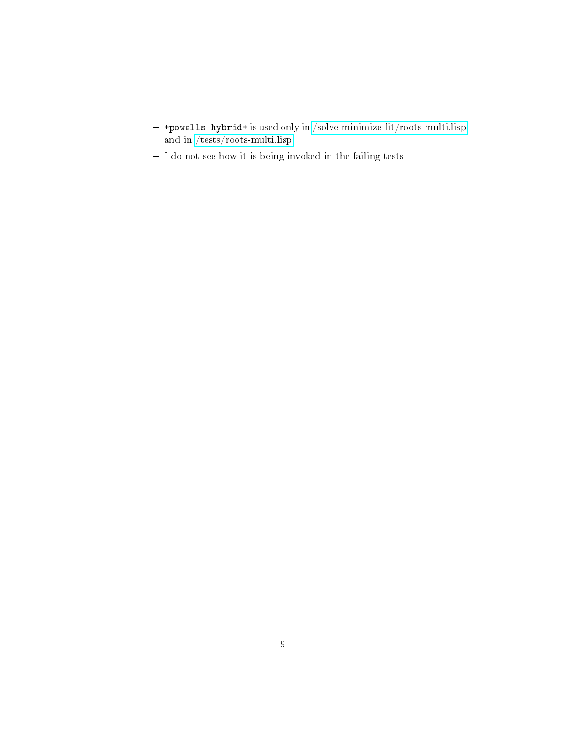- `+powells-hybrid+` is used only in /solve-minimize-fit/roots-multi.lisp and in /tests/roots-multi.lisp
- I do not see how it is being invoked in the failing tests